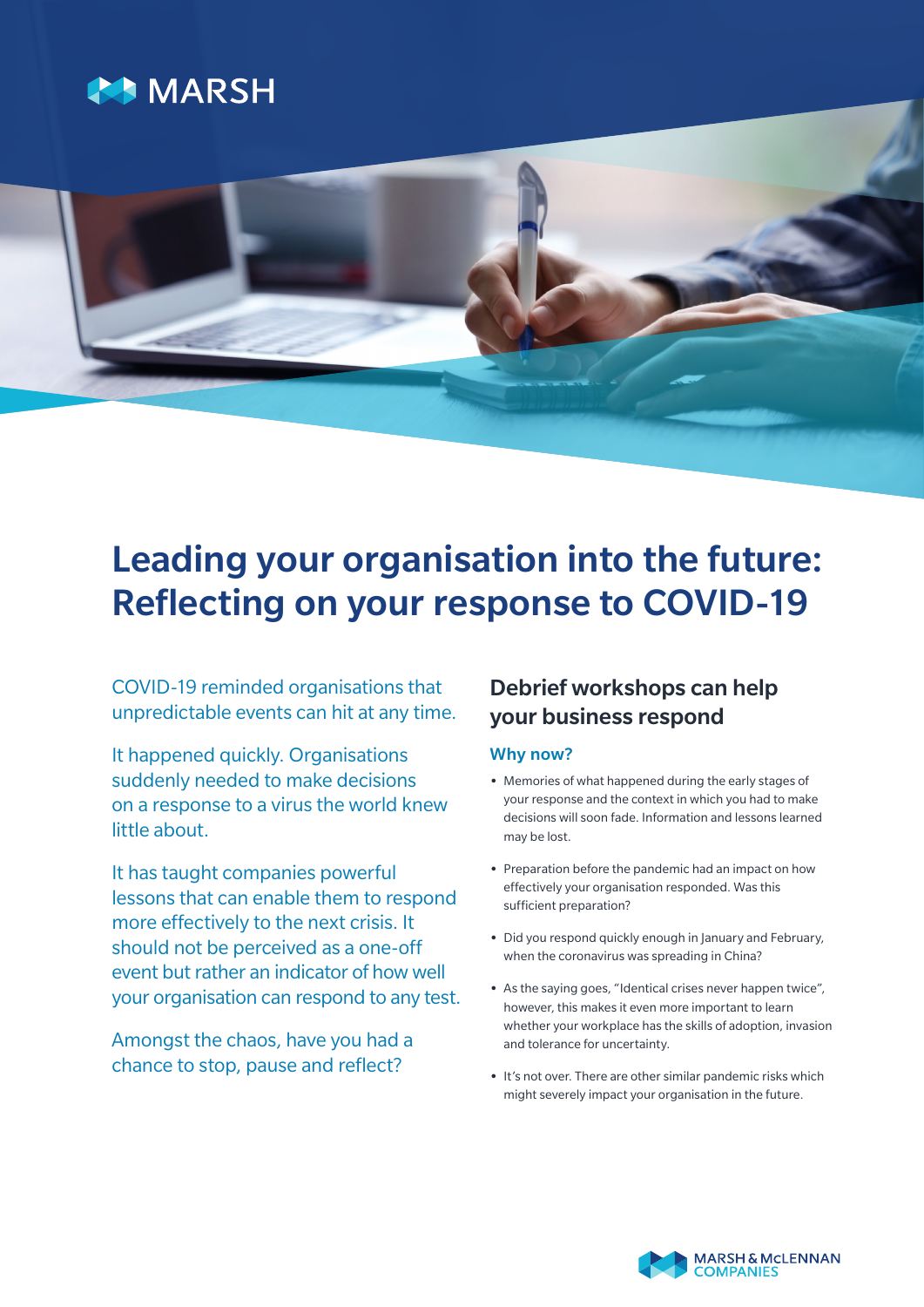MARSH

# Leading your organisation into the future: Reflecting on your response to COVID-19

COVID-19 reminded organisations that unpredictable events can hit at any time.

It happened quickly. Organisations suddenly needed to make decisions on a response to a virus the world knew little about.

It has taught companies powerful lessons that can enable them to respond more effectively to the next crisis. It should not be perceived as a one-off event but rather an indicator of how well your organisation can respond to any test.

Amongst the chaos, have you had a chance to stop, pause and reflect?

## Debrief workshops can help your business respond

### Why now?

- Memories of what happened during the early stages of your response and the context in which you had to make decisions will soon fade. Information and lessons learned may be lost.
- Preparation before the pandemic had an impact on how effectively your organisation responded. Was this sufficient preparation?
- Did you respond quickly enough in January and February, when the coronavirus was spreading in China?
- As the saying goes, "Identical crises never happen twice", however, this makes it even more important to learn whether your workplace has the skills of adoption, invasion and tolerance for uncertainty.
- It's not over. There are other similar pandemic risks which might severely impact your organisation in the future.

MARSH & McLENNAN COMPANIES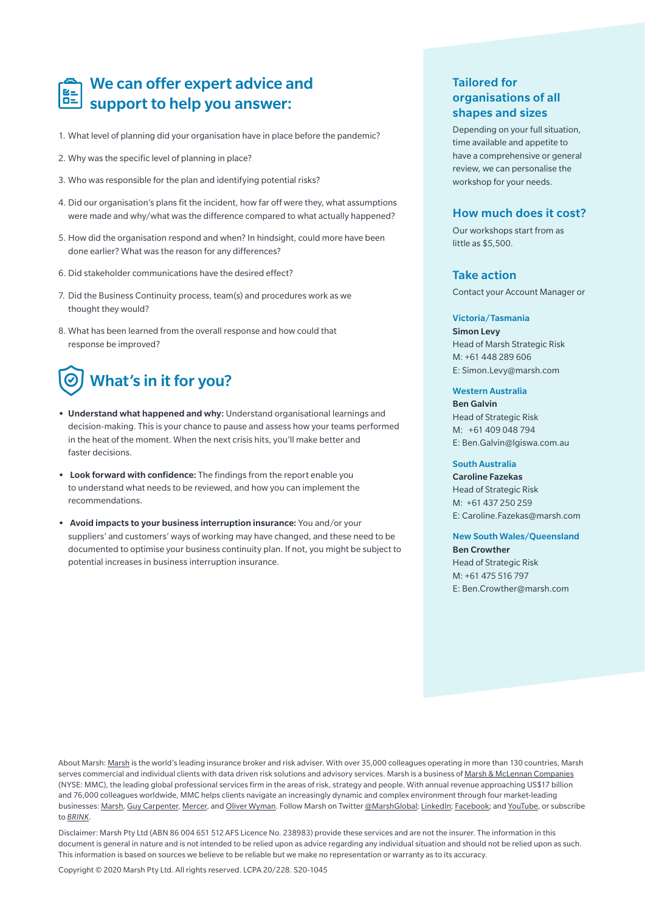## We can offer expert advice and support to help you answer:

1. What level of planning did your organisation have in place before the pandemic?
2. Why was the specific level of planning in place?
3. Who was responsible for the plan and identifying potential risks?
4. Did our organisation's plans fit the incident, how far off were they, what assumptions were made and why/what was the difference compared to what actually happened?
5. How did the organisation respond and when? In hindsight, could more have been done earlier? What was the reason for any differences?
6. Did stakeholder communications have the desired effect?
7. Did the Business Continuity process, team(s) and procedures work as we thought they would?
8. What has been learned from the overall response and how could that response be improved?

## What's in it for you?

- **Understand what happened and why:** Understand organisational learnings and decision-making. This is your chance to pause and assess how your teams performed in the heat of the moment. When the next crisis hits, you'll make better and faster decisions.
- **Look forward with confidence:** The findings from the report enable you to understand what needs to be reviewed, and how you can implement the recommendations.
- **Avoid impacts to your business interruption insurance:** You and/or your suppliers' and customers' ways of working may have changed, and these need to be documented to optimise your business continuity plan. If not, you might be subject to potential increases in business interruption insurance.

## Tailored for organisations of all shapes and sizes

Depending on your full situation, time available and appetite to have a comprehensive or general review, we can personalise the workshop for your needs.

## How much does it cost?

Our workshops start from as little as $5,500.

## Take action

Contact your Account Manager or

### Victoria/Tasmania

**Simon Levy**
Head of Marsh Strategic Risk
M: +61 448 289 606
E: Simon.Levy@marsh.com

### Western Australia

**Ben Galvin**
Head of Strategic Risk
M: +61 409 048 794
E: Ben.Galvin@lgiswa.com.au

### South Australia

**Caroline Fazekas**
Head of Strategic Risk
M: +61 437 250 259
E: Caroline.Fazekas@marsh.com

### New South Wales/Queensland

**Ben Crowther**
Head of Strategic Risk
M: +61 475 516 797
E: Ben.Crowther@marsh.com

About Marsh: Marsh is the world's leading insurance broker and risk adviser. With over 35,000 colleagues operating in more than 130 countries, Marsh serves commercial and individual clients with data driven risk solutions and advisory services. Marsh is a business of Marsh & McLennan Companies (NYSE: MMC), the leading global professional services firm in the areas of risk, strategy and people. With annual revenue approaching US$17 billion and 76,000 colleagues worldwide, MMC helps clients navigate an increasingly dynamic and complex environment through four market-leading businesses: Marsh, Guy Carpenter, Mercer, and Oliver Wyman. Follow Marsh on Twitter @MarshGlobal; LinkedIn; Facebook; and YouTube, or subscribe to *BRINK*.

Disclaimer: Marsh Pty Ltd (ABN 86 004 651 512 AFS Licence No. 238983) provide these services and are not the insurer. The information in this document is general in nature and is not intended to be relied upon as advice regarding any individual situation and should not be relied upon as such. This information is based on sources we believe to be reliable but we make no representation or warranty as to its accuracy.

Copyright © 2020 Marsh Pty Ltd. All rights reserved. LCPA 20/228. S20-1045